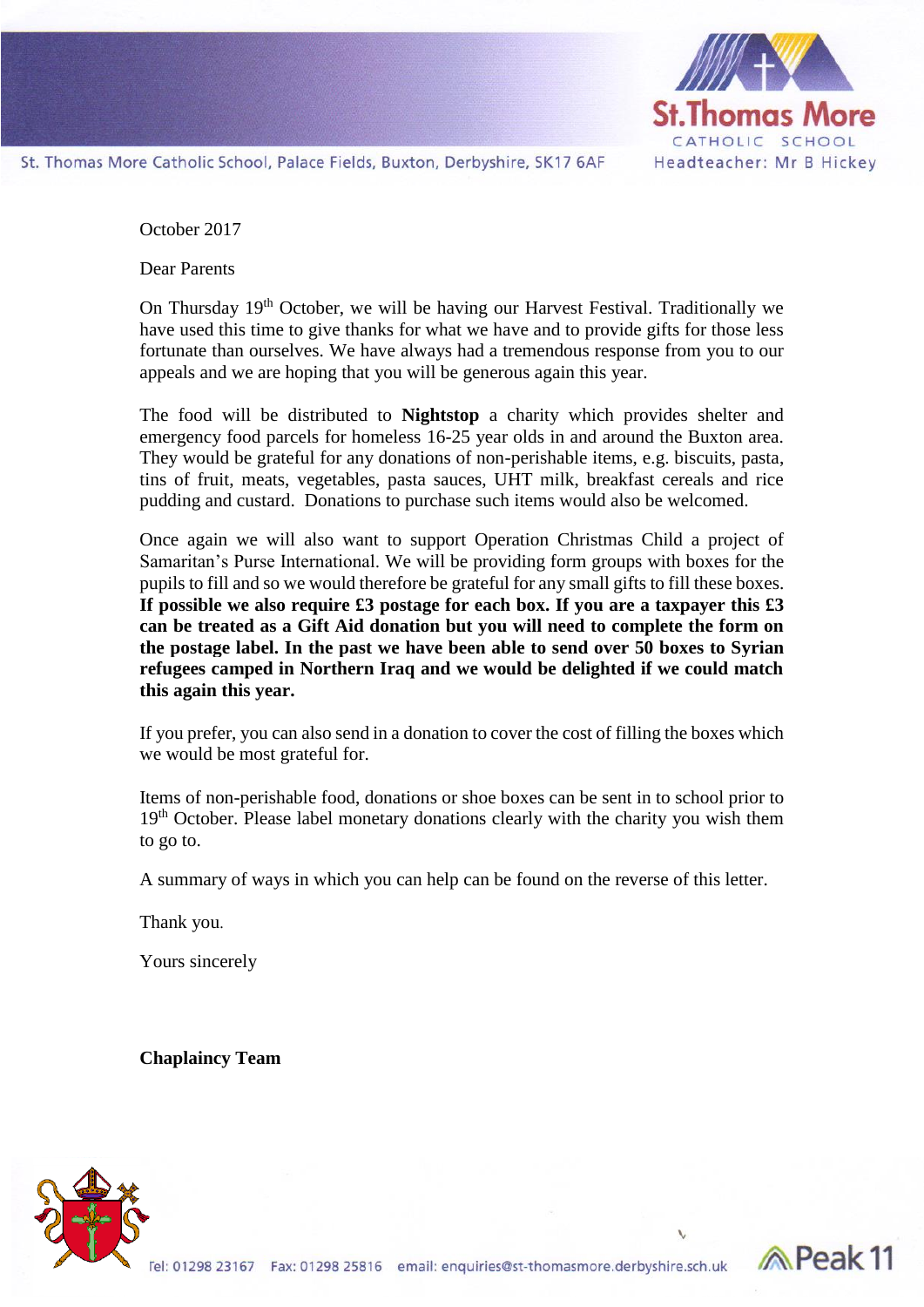St.Thomas More Catholic School

St. Thomas More Catholic School, Palace Fields, Buxton, Derbyshire, SK17 6AF

Headteacher: Mr B Hickey

October 2017

Dear Parents

On Thursday 19th October, we will be having our Harvest Festival. Traditionally we have used this time to give thanks for what we have and to provide gifts for those less fortunate than ourselves. We have always had a tremendous response from you to our appeals and we are hoping that you will be generous again this year.

The food will be distributed to **Nightstop** a charity which provides shelter and emergency food parcels for homeless 16-25 year olds in and around the Buxton area. They would be grateful for any donations of non-perishable items, e.g. biscuits, pasta, tins of fruit, meats, vegetables, pasta sauces, UHT milk, breakfast cereals and rice pudding and custard. Donations to purchase such items would also be welcomed.

Once again we will also want to support Operation Christmas Child a project of Samaritan's Purse International. We will be providing form groups with boxes for the pupils to fill and so we would therefore be grateful for any small gifts to fill these boxes. **If possible we also require £3 postage for each box. If you are a taxpayer this £3 can be treated as a Gift Aid donation but you will need to complete the form on the postage label. In the past we have been able to send over 50 boxes to Syrian refugees camped in Northern Iraq and we would be delighted if we could match this again this year.**

If you prefer, you can also send in a donation to cover the cost of filling the boxes which we would be most grateful for.

Items of non-perishable food, donations or shoe boxes can be sent in to school prior to 19th October. Please label monetary donations clearly with the charity you wish them to go to.

A summary of ways in which you can help can be found on the reverse of this letter.

Thank you.

Yours sincerely

**Chaplaincy Team**

Tel: 01298 23167 Fax: 01298 25816 email: enquiries@st-thomasmore.derbyshire.sch.uk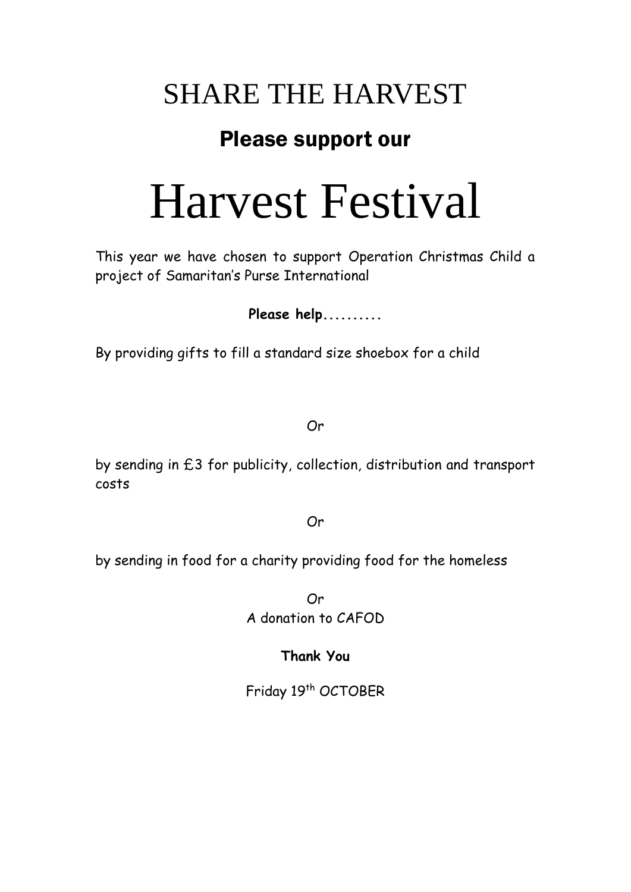# SHARE THE HARVEST

## Please support our

# Harvest Festival

This year we have chosen to support Operation Christmas Child a project of Samaritan's Purse International

**Please help..........**

By providing gifts to fill a standard size shoebox for a child

Or

by sending in £3 for publicity, collection, distribution and transport costs

Or

by sending in food for a charity providing food for the homeless

Or

A donation to CAFOD

**Thank You**

Friday 19th OCTOBER